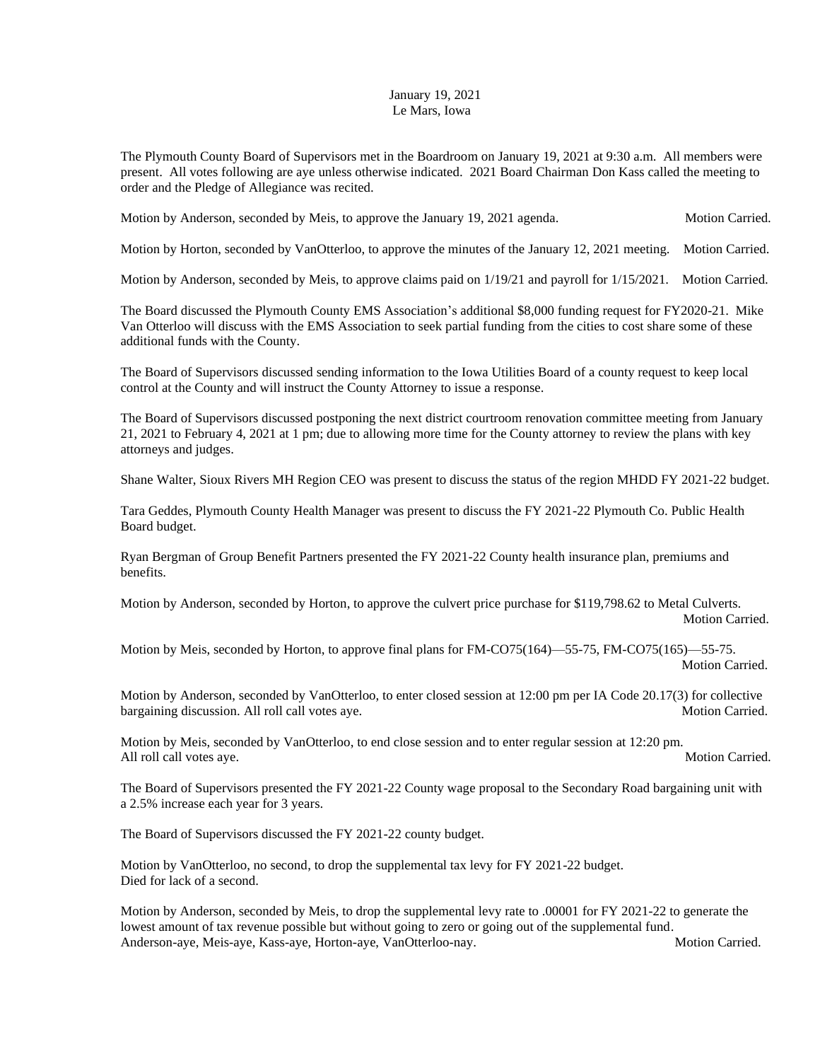January 19, 2021
Le Mars, Iowa

The Plymouth County Board of Supervisors met in the Boardroom on January 19, 2021 at 9:30 a.m. All members were present. All votes following are aye unless otherwise indicated. 2021 Board Chairman Don Kass called the meeting to order and the Pledge of Allegiance was recited.

Motion by Anderson, seconded by Meis, to approve the January 19, 2021 agenda. Motion Carried.

Motion by Horton, seconded by VanOtterloo, to approve the minutes of the January 12, 2021 meeting. Motion Carried.

Motion by Anderson, seconded by Meis, to approve claims paid on 1/19/21 and payroll for 1/15/2021. Motion Carried.

The Board discussed the Plymouth County EMS Association's additional $8,000 funding request for FY2020-21. Mike Van Otterloo will discuss with the EMS Association to seek partial funding from the cities to cost share some of these additional funds with the County.

The Board of Supervisors discussed sending information to the Iowa Utilities Board of a county request to keep local control at the County and will instruct the County Attorney to issue a response.

The Board of Supervisors discussed postponing the next district courtroom renovation committee meeting from January 21, 2021 to February 4, 2021 at 1 pm; due to allowing more time for the County attorney to review the plans with key attorneys and judges.

Shane Walter, Sioux Rivers MH Region CEO was present to discuss the status of the region MHDD FY 2021-22 budget.

Tara Geddes, Plymouth County Health Manager was present to discuss the FY 2021-22 Plymouth Co. Public Health Board budget.

Ryan Bergman of Group Benefit Partners presented the FY 2021-22 County health insurance plan, premiums and benefits.

Motion by Anderson, seconded by Horton, to approve the culvert price purchase for $119,798.62 to Metal Culverts. Motion Carried.

Motion by Meis, seconded by Horton, to approve final plans for FM-CO75(164)—55-75, FM-CO75(165)—55-75. Motion Carried.

Motion by Anderson, seconded by VanOtterloo, to enter closed session at 12:00 pm per IA Code 20.17(3) for collective bargaining discussion. All roll call votes aye. Motion Carried.

Motion by Meis, seconded by VanOtterloo, to end close session and to enter regular session at 12:20 pm. All roll call votes aye. Motion Carried.

The Board of Supervisors presented the FY 2021-22 County wage proposal to the Secondary Road bargaining unit with a 2.5% increase each year for 3 years.

The Board of Supervisors discussed the FY 2021-22 county budget.

Motion by VanOtterloo, no second, to drop the supplemental tax levy for FY 2021-22 budget.
Died for lack of a second.

Motion by Anderson, seconded by Meis, to drop the supplemental levy rate to .00001 for FY 2021-22 to generate the lowest amount of tax revenue possible but without going to zero or going out of the supplemental fund.
Anderson-aye, Meis-aye, Kass-aye, Horton-aye, VanOtterloo-nay. Motion Carried.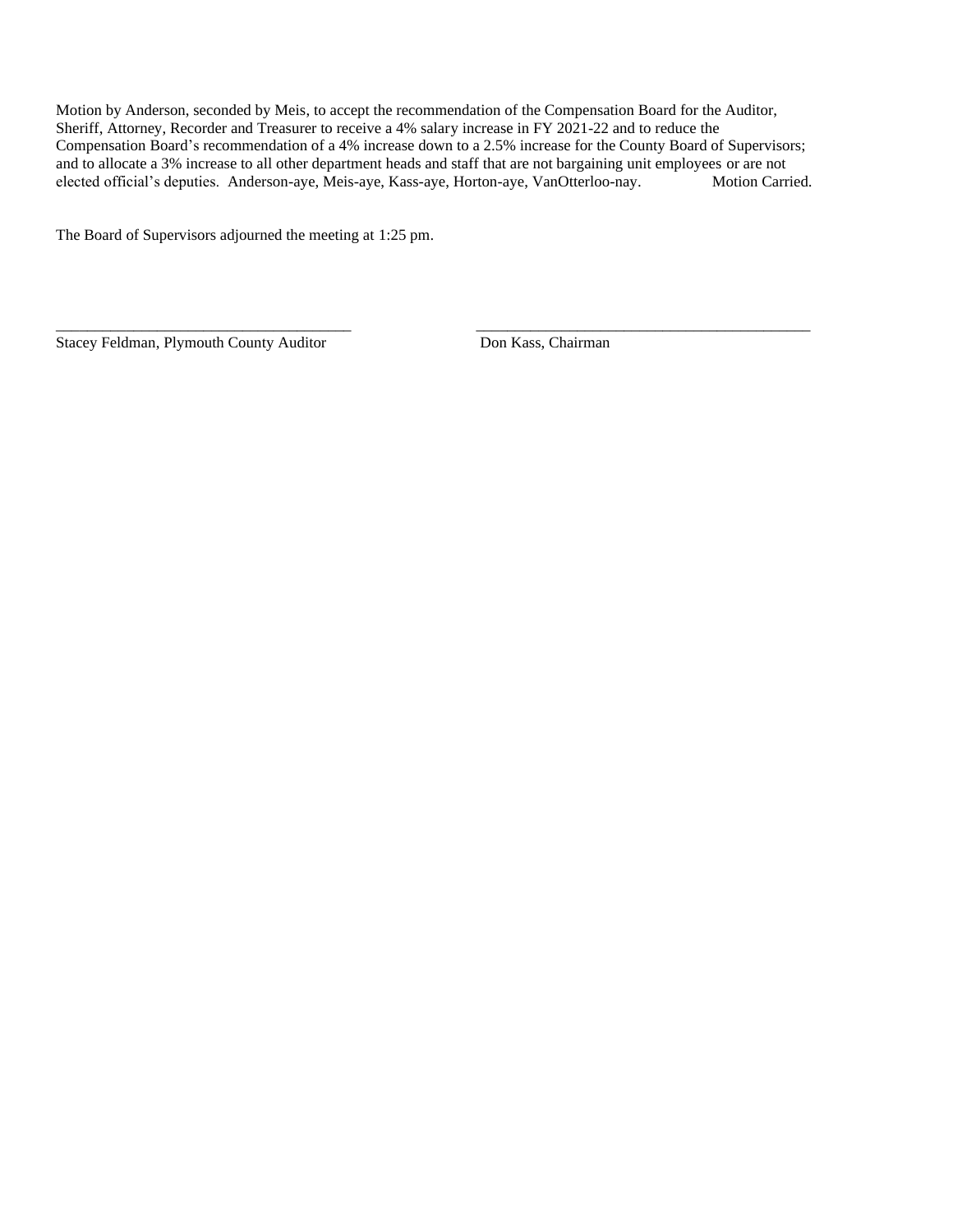Motion by Anderson, seconded by Meis, to accept the recommendation of the Compensation Board for the Auditor, Sheriff, Attorney, Recorder and Treasurer to receive a 4% salary increase in FY 2021-22 and to reduce the Compensation Board's recommendation of a 4% increase down to a 2.5% increase for the County Board of Supervisors; and to allocate a 3% increase to all other department heads and staff that are not bargaining unit employees or are not elected official's deputies. Anderson-aye, Meis-aye, Kass-aye, Horton-aye, VanOtterloo-nay. Motion Carried.

The Board of Supervisors adjourned the meeting at 1:25 pm.

\_\_\_\_\_\_\_\_\_\_\_\_\_\_\_\_\_\_\_\_\_\_\_\_\_\_\_\_\_\_\_\_\_\_\_\_\_\_\_
Stacey Feldman, Plymouth County Auditor

\_\_\_\_\_\_\_\_\_\_\_\_\_\_\_\_\_\_\_\_\_\_\_\_\_\_\_\_\_\_\_\_\_\_\_\_\_\_\_\_\_\_\_\_
Don Kass, Chairman